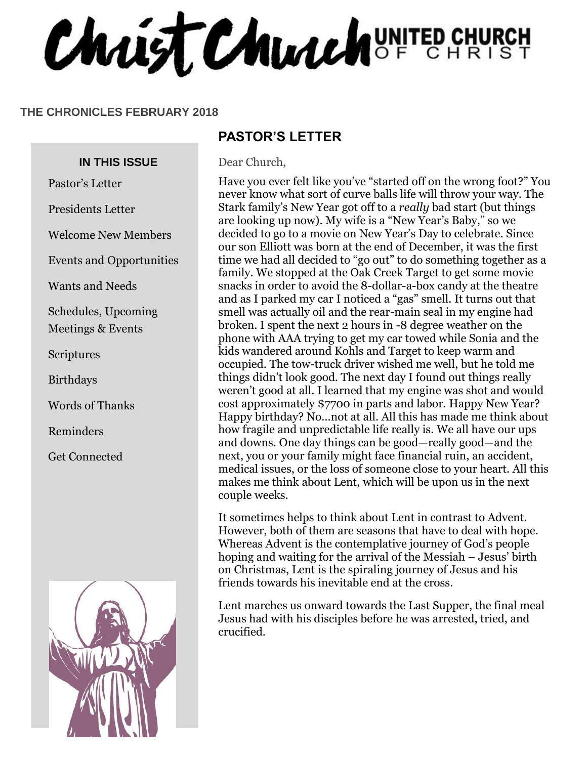# Christ Church UNITED CHURCH OF CHRIST

**THE CHRONICLES FEBRUARY 2018**

**IN THIS ISSUE**

- Pastor's Letter
- Presidents Letter
- Welcome New Members
- Events and Opportunities
- Wants and Needs
- Schedules, Upcoming Meetings & Events
- Scriptures
- Birthdays
- Words of Thanks
- Reminders
- Get Connected

## PASTOR'S LETTER

Dear Church,

Have you ever felt like you've "started off on the wrong foot?" You never know what sort of curve balls life will throw your way. The Stark family's New Year got off to a *really* bad start (but things are looking up now). My wife is a "New Year's Baby," so we decided to go to a movie on New Year's Day to celebrate. Since our son Elliott was born at the end of December, it was the first time we had all decided to "go out" to do something together as a family. We stopped at the Oak Creek Target to get some movie snacks in order to avoid the 8-dollar-a-box candy at the theatre and as I parked my car I noticed a "gas" smell. It turns out that smell was actually oil and the rear-main seal in my engine had broken. I spent the next 2 hours in -8 degree weather on the phone with AAA trying to get my car towed while Sonia and the kids wandered around Kohls and Target to keep warm and occupied. The tow-truck driver wished me well, but he told me things didn't look good. The next day I found out things really weren't good at all. I learned that my engine was shot and would cost approximately $7700 in parts and labor. Happy New Year? Happy birthday? No…not at all. All this has made me think about how fragile and unpredictable life really is. We all have our ups and downs. One day things can be good—really good—and the next, you or your family might face financial ruin, an accident, medical issues, or the loss of someone close to your heart. All this makes me think about Lent, which will be upon us in the next couple weeks.

It sometimes helps to think about Lent in contrast to Advent. However, both of them are seasons that have to deal with hope. Whereas Advent is the contemplative journey of God's people hoping and waiting for the arrival of the Messiah – Jesus' birth on Christmas, Lent is the spiraling journey of Jesus and his friends towards his inevitable end at the cross.

Lent marches us onward towards the Last Supper, the final meal Jesus had with his disciples before he was arrested, tried, and crucified.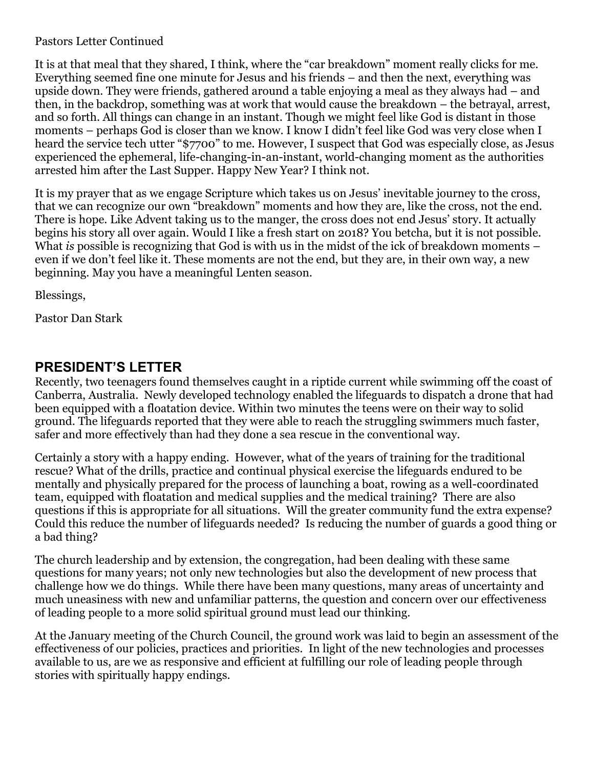Pastors Letter Continued

It is at that meal that they shared, I think, where the "car breakdown" moment really clicks for me. Everything seemed fine one minute for Jesus and his friends – and then the next, everything was upside down. They were friends, gathered around a table enjoying a meal as they always had – and then, in the backdrop, something was at work that would cause the breakdown – the betrayal, arrest, and so forth. All things can change in an instant. Though we might feel like God is distant in those moments – perhaps God is closer than we know. I know I didn't feel like God was very close when I heard the service tech utter "$7700" to me. However, I suspect that God was especially close, as Jesus experienced the ephemeral, life-changing-in-an-instant, world-changing moment as the authorities arrested him after the Last Supper. Happy New Year? I think not.

It is my prayer that as we engage Scripture which takes us on Jesus' inevitable journey to the cross, that we can recognize our own "breakdown" moments and how they are, like the cross, not the end. There is hope. Like Advent taking us to the manger, the cross does not end Jesus' story. It actually begins his story all over again. Would I like a fresh start on 2018? You betcha, but it is not possible. What *is* possible is recognizing that God is with us in the midst of the ick of breakdown moments – even if we don't feel like it. These moments are not the end, but they are, in their own way, a new beginning. May you have a meaningful Lenten season.

Blessings,

Pastor Dan Stark

## PRESIDENT'S LETTER

Recently, two teenagers found themselves caught in a riptide current while swimming off the coast of Canberra, Australia. Newly developed technology enabled the lifeguards to dispatch a drone that had been equipped with a floatation device. Within two minutes the teens were on their way to solid ground. The lifeguards reported that they were able to reach the struggling swimmers much faster, safer and more effectively than had they done a sea rescue in the conventional way.

Certainly a story with a happy ending. However, what of the years of training for the traditional rescue? What of the drills, practice and continual physical exercise the lifeguards endured to be mentally and physically prepared for the process of launching a boat, rowing as a well-coordinated team, equipped with floatation and medical supplies and the medical training? There are also questions if this is appropriate for all situations. Will the greater community fund the extra expense? Could this reduce the number of lifeguards needed? Is reducing the number of guards a good thing or a bad thing?

The church leadership and by extension, the congregation, had been dealing with these same questions for many years; not only new technologies but also the development of new process that challenge how we do things. While there have been many questions, many areas of uncertainty and much uneasiness with new and unfamiliar patterns, the question and concern over our effectiveness of leading people to a more solid spiritual ground must lead our thinking.

At the January meeting of the Church Council, the ground work was laid to begin an assessment of the effectiveness of our policies, practices and priorities. In light of the new technologies and processes available to us, are we as responsive and efficient at fulfilling our role of leading people through stories with spiritually happy endings.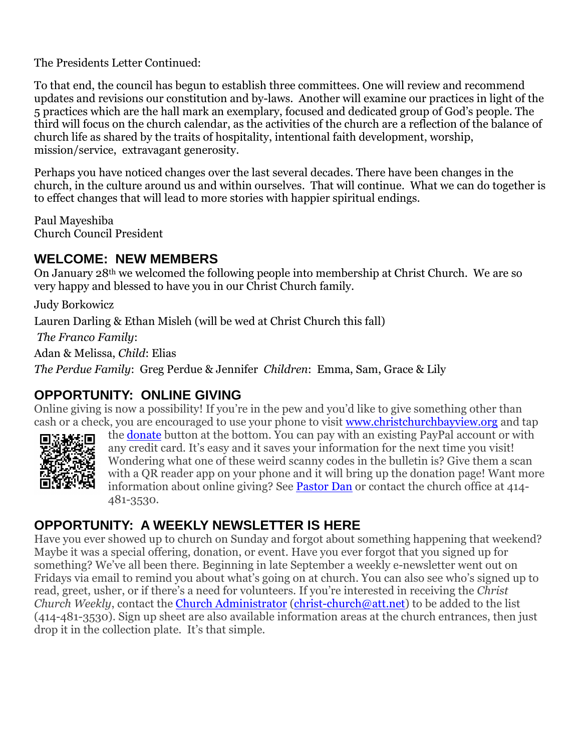The Presidents Letter Continued:

To that end, the council has begun to establish three committees. One will review and recommend updates and revisions our constitution and by-laws. Another will examine our practices in light of the 5 practices which are the hall mark an exemplary, focused and dedicated group of God's people. The third will focus on the church calendar, as the activities of the church are a reflection of the balance of church life as shared by the traits of hospitality, intentional faith development, worship, mission/service, extravagant generosity.

Perhaps you have noticed changes over the last several decades. There have been changes in the church, in the culture around us and within ourselves. That will continue. What we can do together is to effect changes that will lead to more stories with happier spiritual endings.

Paul Mayeshiba
Church Council President

## WELCOME: NEW MEMBERS

On January 28th we welcomed the following people into membership at Christ Church. We are so very happy and blessed to have you in our Christ Church family.

Judy Borkowicz

Lauren Darling & Ethan Misleh (will be wed at Christ Church this fall)

*The Franco Family*:

Adan & Melissa, *Child*: Elias

*The Perdue Family*: Greg Perdue & Jennifer *Children*: Emma, Sam, Grace & Lily

## OPPORTUNITY: ONLINE GIVING

Online giving is now a possibility! If you're in the pew and you'd like to give something other than cash or a check, you are encouraged to use your phone to visit www.christchurchbayview.org and tap the donate button at the bottom. You can pay with an existing PayPal account or with any credit card. It's easy and it saves your information for the next time you visit! Wondering what one of these weird scanny codes in the bulletin is? Give them a scan with a QR reader app on your phone and it will bring up the donation page! Want more information about online giving? See Pastor Dan or contact the church office at 414-481-3530.

## OPPORTUNITY: A WEEKLY NEWSLETTER IS HERE

Have you ever showed up to church on Sunday and forgot about something happening that weekend? Maybe it was a special offering, donation, or event. Have you ever forgot that you signed up for something? We've all been there. Beginning in late September a weekly e-newsletter went out on Fridays via email to remind you about what's going on at church. You can also see who's signed up to read, greet, usher, or if there's a need for volunteers. If you're interested in receiving the *Christ Church Weekly*, contact the Church Administrator (christ-church@att.net) to be added to the list (414-481-3530). Sign up sheet are also available information areas at the church entrances, then just drop it in the collection plate. It's that simple.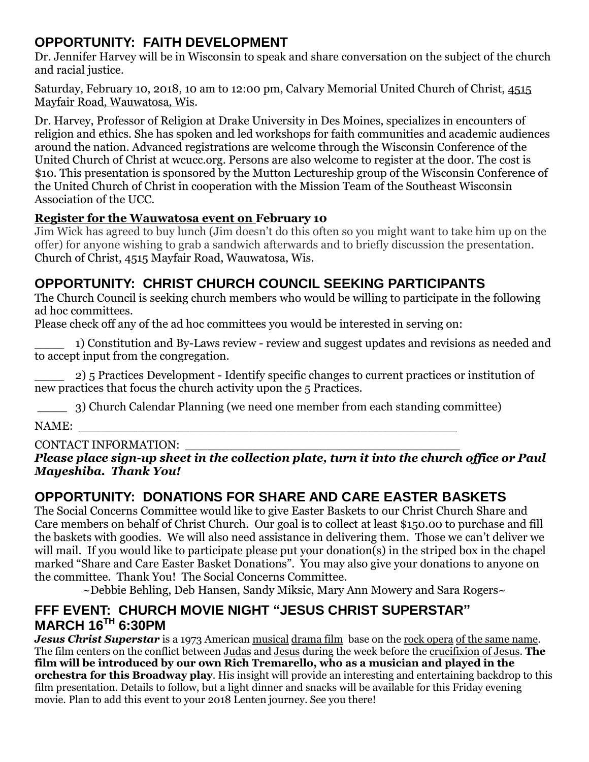## OPPORTUNITY: FAITH DEVELOPMENT

Dr. Jennifer Harvey will be in Wisconsin to speak and share conversation on the subject of the church and racial justice.

Saturday, February 10, 2018, 10 am to 12:00 pm, Calvary Memorial United Church of Christ, 4515 Mayfair Road, Wauwatosa, Wis.

Dr. Harvey, Professor of Religion at Drake University in Des Moines, specializes in encounters of religion and ethics. She has spoken and led workshops for faith communities and academic audiences around the nation. Advanced registrations are welcome through the Wisconsin Conference of the United Church of Christ at wcucc.org. Persons are also welcome to register at the door. The cost is $10. This presentation is sponsored by the Mutton Lectureship group of the Wisconsin Conference of the United Church of Christ in cooperation with the Mission Team of the Southeast Wisconsin Association of the UCC.

**Register for the Wauwatosa event on February 10**

Jim Wick has agreed to buy lunch (Jim doesn't do this often so you might want to take him up on the offer) for anyone wishing to grab a sandwich afterwards and to briefly discussion the presentation. Church of Christ, 4515 Mayfair Road, Wauwatosa, Wis.

## OPPORTUNITY: CHRIST CHURCH COUNCIL SEEKING PARTICIPANTS

The Church Council is seeking church members who would be willing to participate in the following ad hoc committees.

Please check off any of the ad hoc committees you would be interested in serving on:

____ 1) Constitution and By-Laws review - review and suggest updates and revisions as needed and to accept input from the congregation.

____ 2) 5 Practices Development - Identify specific changes to current practices or institution of new practices that focus the church activity upon the 5 Practices.

____ 3) Church Calendar Planning (we need one member from each standing committee)

NAME: ______________________________________________________

CONTACT INFORMATION: ________________________________________

***Please place sign-up sheet in the collection plate, turn it into the church office or Paul Mayeshiba. Thank You!***

## OPPORTUNITY: DONATIONS FOR SHARE AND CARE EASTER BASKETS

The Social Concerns Committee would like to give Easter Baskets to our Christ Church Share and Care members on behalf of Christ Church. Our goal is to collect at least $150.00 to purchase and fill the baskets with goodies. We will also need assistance in delivering them. Those we can't deliver we will mail. If you would like to participate please put your donation(s) in the striped box in the chapel marked "Share and Care Easter Basket Donations". You may also give your donations to anyone on the committee. Thank You! The Social Concerns Committee.

~Debbie Behling, Deb Hansen, Sandy Miksic, Mary Ann Mowery and Sara Rogers~

## FFF EVENT: CHURCH MOVIE NIGHT "JESUS CHRIST SUPERSTAR" MARCH 16TH 6:30PM

***Jesus Christ Superstar*** is a 1973 American musical drama film base on the rock opera of the same name. The film centers on the conflict between Judas and Jesus during the week before the crucifixion of Jesus. **The film will be introduced by our own Rich Tremarello, who as a musician and played in the orchestra for this Broadway play**. His insight will provide an interesting and entertaining backdrop to this film presentation. Details to follow, but a light dinner and snacks will be available for this Friday evening movie. Plan to add this event to your 2018 Lenten journey. See you there!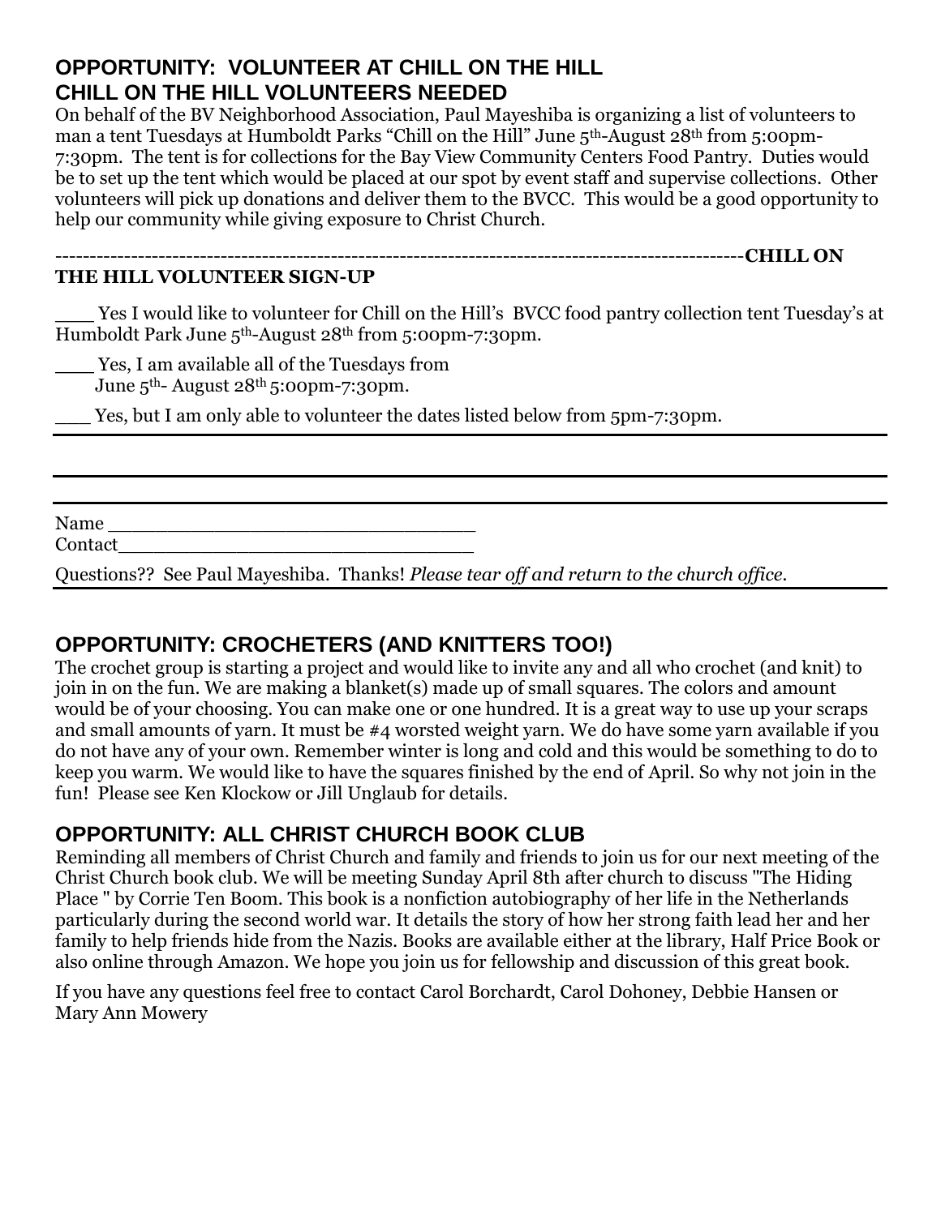## OPPORTUNITY: VOLUNTEER AT CHILL ON THE HILL

## CHILL ON THE HILL VOLUNTEERS NEEDED

On behalf of the BV Neighborhood Association, Paul Mayeshiba is organizing a list of volunteers to man a tent Tuesdays at Humboldt Parks "Chill on the Hill" June 5th-August 28th from 5:00pm-7:30pm. The tent is for collections for the Bay View Community Centers Food Pantry. Duties would be to set up the tent which would be placed at our spot by event staff and supervise collections. Other volunteers will pick up donations and deliver them to the BVCC. This would be a good opportunity to help our community while giving exposure to Christ Church.

-----------------------------------------------------------------------------------------------------**CHILL ON THE HILL VOLUNTEER SIGN-UP**

___ Yes I would like to volunteer for Chill on the Hill's BVCC food pantry collection tent Tuesday's at Humboldt Park June 5th-August 28th from 5:00pm-7:30pm.

___ Yes, I am available all of the Tuesdays from June 5th- August 28th 5:00pm-7:30pm.

___ Yes, but I am only able to volunteer the dates listed below from 5pm-7:30pm.

Name ________________________________

Contact______________________________

Questions?? See Paul Mayeshiba. Thanks! *Please tear off and return to the church office.*

## OPPORTUNITY: CROCHETERS (AND KNITTERS TOO!)

The crochet group is starting a project and would like to invite any and all who crochet (and knit) to join in on the fun. We are making a blanket(s) made up of small squares. The colors and amount would be of your choosing. You can make one or one hundred. It is a great way to use up your scraps and small amounts of yarn. It must be #4 worsted weight yarn. We do have some yarn available if you do not have any of your own. Remember winter is long and cold and this would be something to do to keep you warm. We would like to have the squares finished by the end of April. So why not join in the fun! Please see Ken Klockow or Jill Unglaub for details.

## OPPORTUNITY: ALL CHRIST CHURCH BOOK CLUB

Reminding all members of Christ Church and family and friends to join us for our next meeting of the Christ Church book club. We will be meeting Sunday April 8th after church to discuss "The Hiding Place " by Corrie Ten Boom. This book is a nonfiction autobiography of her life in the Netherlands particularly during the second world war. It details the story of how her strong faith lead her and her family to help friends hide from the Nazis. Books are available either at the library, Half Price Book or also online through Amazon. We hope you join us for fellowship and discussion of this great book.

If you have any questions feel free to contact Carol Borchardt, Carol Dohoney, Debbie Hansen or Mary Ann Mowery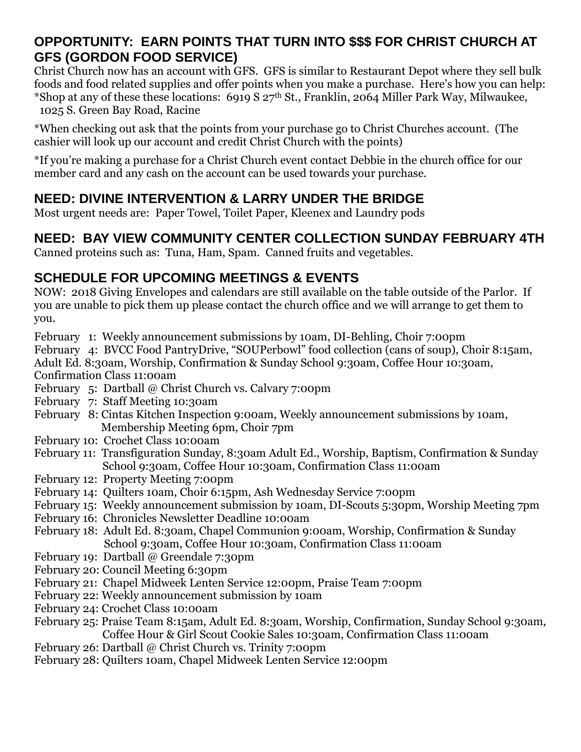## OPPORTUNITY: EARN POINTS THAT TURN INTO $$$ FOR CHRIST CHURCH AT GFS (GORDON FOOD SERVICE)

Christ Church now has an account with GFS. GFS is similar to Restaurant Depot where they sell bulk foods and food related supplies and offer points when you make a purchase. Here's how you can help:

*Shop at any of these these locations: 6919 S 27th St., Franklin, 2064 Miller Park Way, Milwaukee, 1025 S. Green Bay Road, Racine

*When checking out ask that the points from your purchase go to Christ Churches account. (The cashier will look up our account and credit Christ Church with the points)

*If you're making a purchase for a Christ Church event contact Debbie in the church office for our member card and any cash on the account can be used towards your purchase.

## NEED: DIVINE INTERVENTION & LARRY UNDER THE BRIDGE

Most urgent needs are: Paper Towel, Toilet Paper, Kleenex and Laundry pods

## NEED: BAY VIEW COMMUNITY CENTER COLLECTION SUNDAY FEBRUARY 4TH

Canned proteins such as: Tuna, Ham, Spam. Canned fruits and vegetables.

## SCHEDULE FOR UPCOMING MEETINGS & EVENTS

NOW: 2018 Giving Envelopes and calendars are still available on the table outside of the Parlor. If you are unable to pick them up please contact the church office and we will arrange to get them to you.

February 1: Weekly announcement submissions by 10am, DI-Behling, Choir 7:00pm
February 4: BVCC Food PantryDrive, "SOUPerbowl" food collection (cans of soup), Choir 8:15am, Adult Ed. 8:30am, Worship, Confirmation & Sunday School 9:30am, Coffee Hour 10:30am, Confirmation Class 11:00am
February 5: Dartball @ Christ Church vs. Calvary 7:00pm
February 7: Staff Meeting 10:30am
February 8: Cintas Kitchen Inspection 9:00am, Weekly announcement submissions by 10am, Membership Meeting 6pm, Choir 7pm
February 10: Crochet Class 10:00am
February 11: Transfiguration Sunday, 8:30am Adult Ed., Worship, Baptism, Confirmation & Sunday School 9:30am, Coffee Hour 10:30am, Confirmation Class 11:00am
February 12: Property Meeting 7:00pm
February 14: Quilters 10am, Choir 6:15pm, Ash Wednesday Service 7:00pm
February 15: Weekly announcement submission by 10am, DI-Scouts 5:30pm, Worship Meeting 7pm
February 16: Chronicles Newsletter Deadline 10:00am
February 18: Adult Ed. 8:30am, Chapel Communion 9:00am, Worship, Confirmation & Sunday School 9:30am, Coffee Hour 10:30am, Confirmation Class 11:00am
February 19: Dartball @ Greendale 7:30pm
February 20: Council Meeting 6:30pm
February 21: Chapel Midweek Lenten Service 12:00pm, Praise Team 7:00pm
February 22: Weekly announcement submission by 10am
February 24: Crochet Class 10:00am
February 25: Praise Team 8:15am, Adult Ed. 8:30am, Worship, Confirmation, Sunday School 9:30am, Coffee Hour & Girl Scout Cookie Sales 10:30am, Confirmation Class 11:00am
February 26: Dartball @ Christ Church vs. Trinity 7:00pm
February 28: Quilters 10am, Chapel Midweek Lenten Service 12:00pm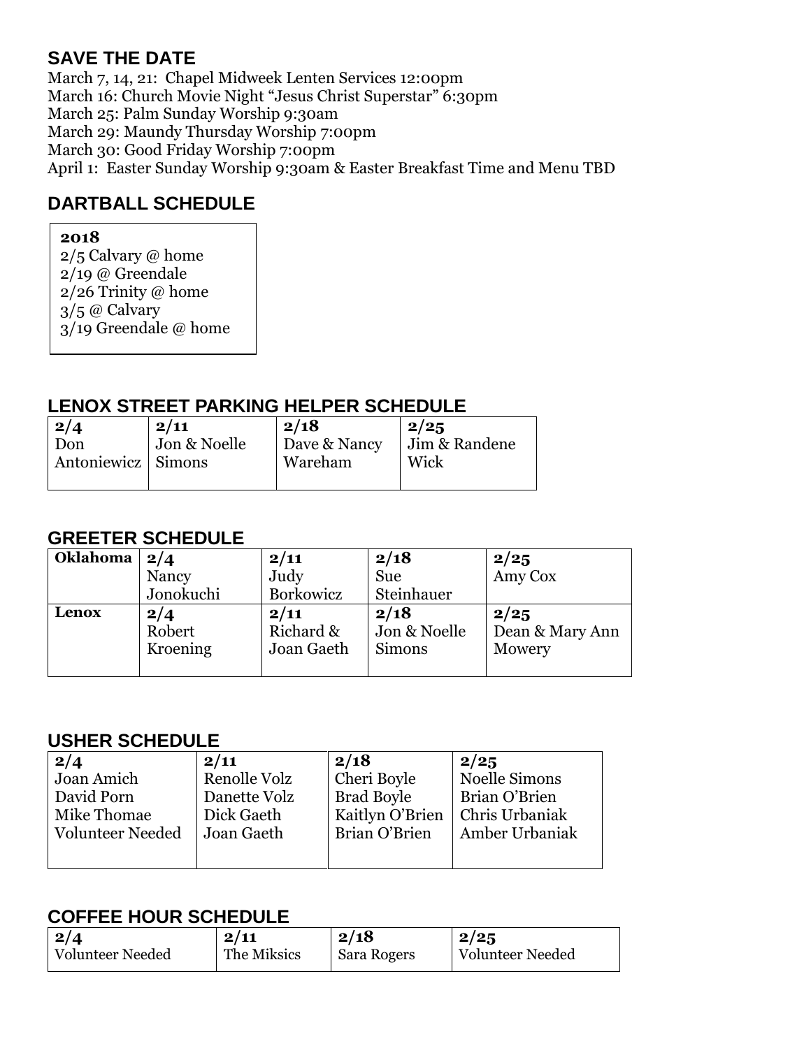## SAVE THE DATE

March 7, 14, 21: Chapel Midweek Lenten Services 12:00pm
March 16: Church Movie Night "Jesus Christ Superstar" 6:30pm
March 25: Palm Sunday Worship 9:30am
March 29: Maundy Thursday Worship 7:00pm
March 30: Good Friday Worship 7:00pm
April 1: Easter Sunday Worship 9:30am & Easter Breakfast Time and Menu TBD

## DARTBALL SCHEDULE

**2018**
2/5 Calvary @ home
2/19 @ Greendale
2/26 Trinity @ home
3/5 @ Calvary
3/19 Greendale @ home

## LENOX STREET PARKING HELPER SCHEDULE

| 2/4 | 2/11 | 2/18 | 2/25 |
|---|---|---|---|
| Don Antoniewicz | Jon & Noelle Simons | Dave & Nancy Wareham | Jim & Randene Wick |

## GREETER SCHEDULE

| | | | | |
|---|---|---|---|---|
| **Oklahoma** | **2/4** Nancy Jonokuchi | **2/11** Judy Borkowicz | **2/18** Sue Steinhauer | **2/25** Amy Cox |
| **Lenox** | **2/4** Robert Kroening | **2/11** Richard & Joan Gaeth | **2/18** Jon & Noelle Simons | **2/25** Dean & Mary Ann Mowery |

## USHER SCHEDULE

| 2/4 | 2/11 | 2/18 | 2/25 |
|---|---|---|---|
| Joan Amich | Renolle Volz | Cheri Boyle | Noelle Simons |
| David Porn | Danette Volz | Brad Boyle | Brian O'Brien |
| Mike Thomae | Dick Gaeth | Kaitlyn O'Brien | Chris Urbaniak |
| Volunteer Needed | Joan Gaeth | Brian O'Brien | Amber Urbaniak |

## COFFEE HOUR SCHEDULE

| 2/4 | 2/11 | 2/18 | 2/25 |
|---|---|---|---|
| Volunteer Needed | The Miksics | Sara Rogers | Volunteer Needed |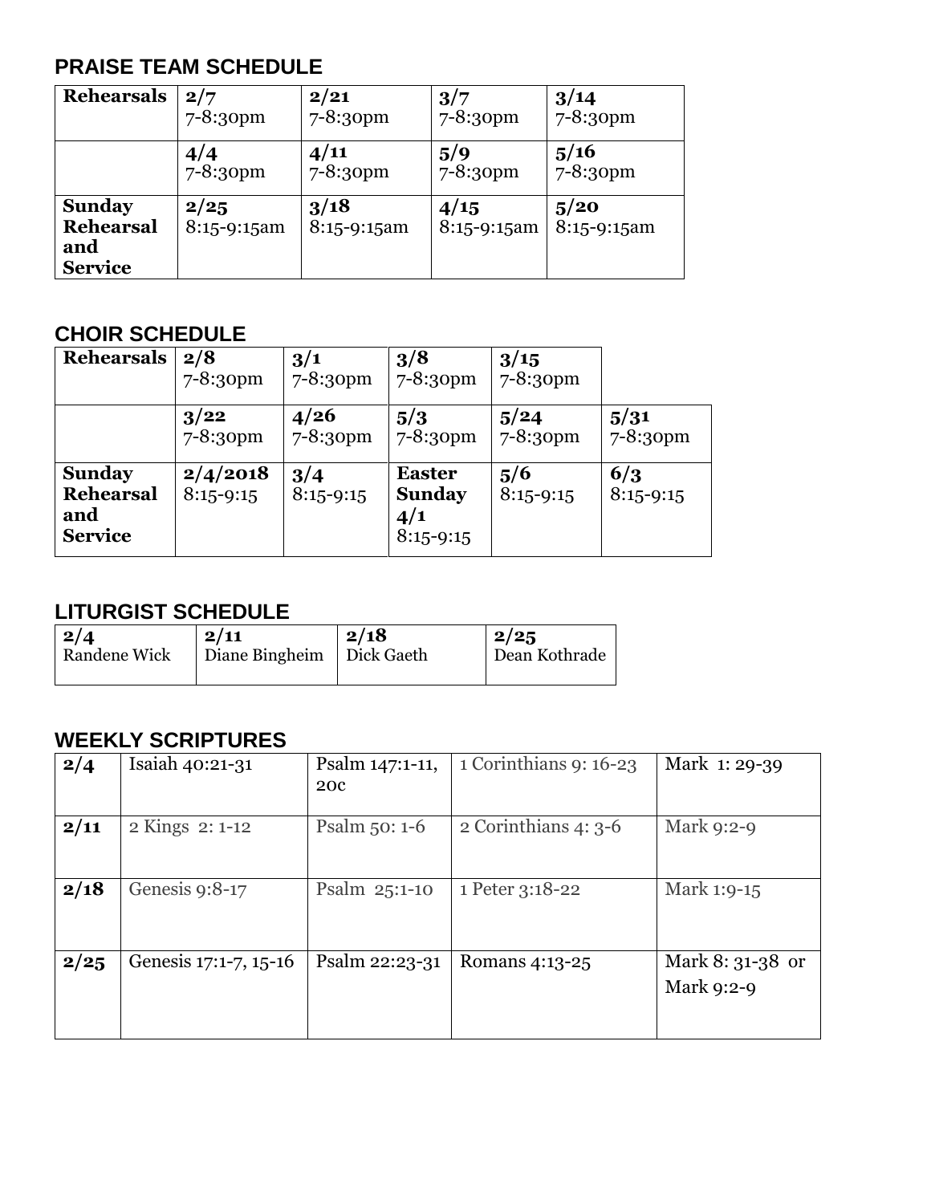## PRAISE TEAM SCHEDULE

| **Rehearsals** | **2/7** 7-8:30pm | **2/21** 7-8:30pm | **3/7** 7-8:30pm | **3/14** 7-8:30pm |
|---|---|---|---|---|
| | **4/4** 7-8:30pm | **4/11** 7-8:30pm | **5/9** 7-8:30pm | **5/16** 7-8:30pm |
| **Sunday Rehearsal and Service** | **2/25** 8:15-9:15am | **3/18** 8:15-9:15am | **4/15** 8:15-9:15am | **5/20** 8:15-9:15am |

## CHOIR SCHEDULE

| **Rehearsals** | **2/8** 7-8:30pm | **3/1** 7-8:30pm | **3/8** 7-8:30pm | **3/15** 7-8:30pm | |
|---|---|---|---|---|---|
| | **3/22** 7-8:30pm | **4/26** 7-8:30pm | **5/3** 7-8:30pm | **5/24** 7-8:30pm | **5/31** 7-8:30pm |
| **Sunday Rehearsal and Service** | **2/4/2018** 8:15-9:15 | **3/4** 8:15-9:15 | **Easter Sunday 4/1** 8:15-9:15 | **5/6** 8:15-9:15 | **6/3** 8:15-9:15 |

## LITURGIST SCHEDULE

| **2/4** | **2/11** | **2/18** | **2/25** |
|---|---|---|---|
| Randene Wick | Diane Bingheim | Dick Gaeth | Dean Kothrade |

## WEEKLY SCRIPTURES

| | | | | |
|---|---|---|---|---|
| **2/4** | Isaiah 40:21-31 | Psalm 147:1-11, 20c | 1 Corinthians 9: 16-23 | Mark 1: 29-39 |
| **2/11** | 2 Kings 2: 1-12 | Psalm 50: 1-6 | 2 Corinthians 4: 3-6 | Mark 9:2-9 |
| **2/18** | Genesis 9:8-17 | Psalm 25:1-10 | 1 Peter 3:18-22 | Mark 1:9-15 |
| **2/25** | Genesis 17:1-7, 15-16 | Psalm 22:23-31 | Romans 4:13-25 | Mark 8: 31-38 or Mark 9:2-9 |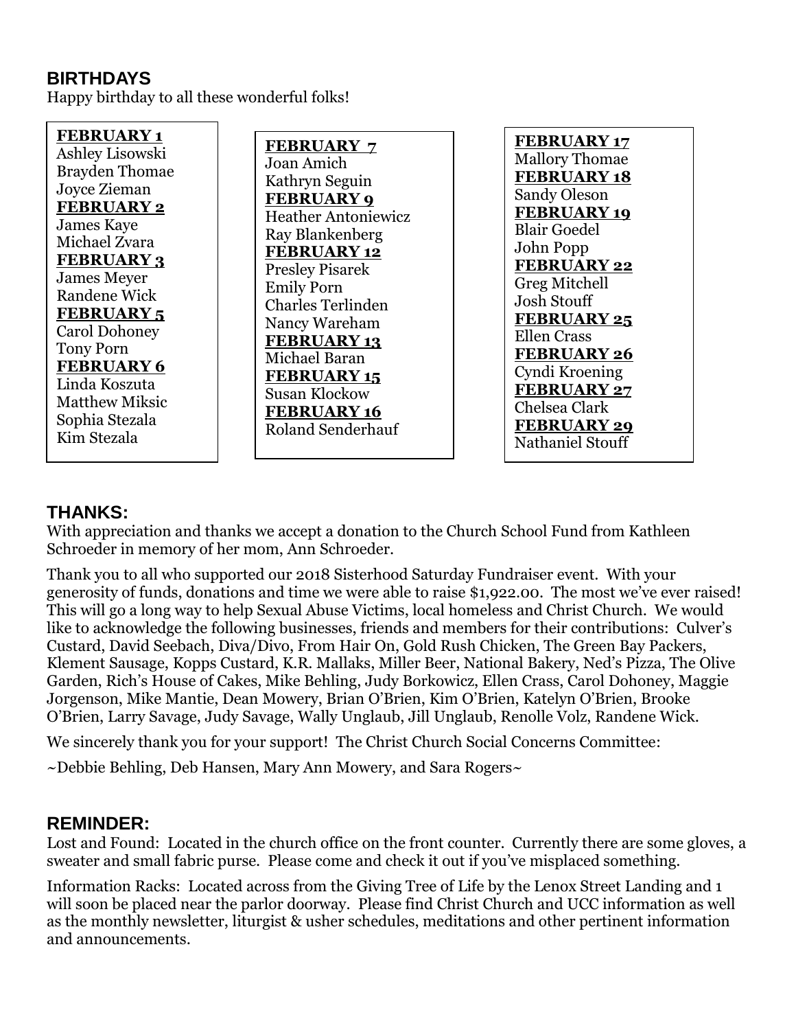## BIRTHDAYS

Happy birthday to all these wonderful folks!

**FEBRUARY 1**
Ashley Lisowski
Brayden Thomae
Joyce Zieman

**FEBRUARY 2**
James Kaye
Michael Zvara

**FEBRUARY 3**
James Meyer
Randene Wick

**FEBRUARY 5**
Carol Dohoney
Tony Porn

**FEBRUARY 6**
Linda Koszuta
Matthew Miksic
Sophia Stezala
Kim Stezala

**FEBRUARY 7**
Joan Amich
Kathryn Seguin

**FEBRUARY 9**
Heather Antoniewicz
Ray Blankenberg

**FEBRUARY 12**
Presley Pisarek
Emily Porn
Charles Terlinden
Nancy Wareham

**FEBRUARY 13**
Michael Baran

**FEBRUARY 15**
Susan Klockow

**FEBRUARY 16**
Roland Senderhauf

**FEBRUARY 17**
Mallory Thomae

**FEBRUARY 18**
Sandy Oleson

**FEBRUARY 19**
Blair Goedel
John Popp

**FEBRUARY 22**
Greg Mitchell
Josh Stouff

**FEBRUARY 25**
Ellen Crass

**FEBRUARY 26**
Cyndi Kroening

**FEBRUARY 27**
Chelsea Clark

**FEBRUARY 29**
Nathaniel Stouff

## THANKS:

With appreciation and thanks we accept a donation to the Church School Fund from Kathleen Schroeder in memory of her mom, Ann Schroeder.

Thank you to all who supported our 2018 Sisterhood Saturday Fundraiser event. With your generosity of funds, donations and time we were able to raise $1,922.00. The most we've ever raised! This will go a long way to help Sexual Abuse Victims, local homeless and Christ Church. We would like to acknowledge the following businesses, friends and members for their contributions: Culver's Custard, David Seebach, Diva/Divo, From Hair On, Gold Rush Chicken, The Green Bay Packers, Klement Sausage, Kopps Custard, K.R. Mallaks, Miller Beer, National Bakery, Ned's Pizza, The Olive Garden, Rich's House of Cakes, Mike Behling, Judy Borkowicz, Ellen Crass, Carol Dohoney, Maggie Jorgenson, Mike Mantie, Dean Mowery, Brian O'Brien, Kim O'Brien, Katelyn O'Brien, Brooke O'Brien, Larry Savage, Judy Savage, Wally Unglaub, Jill Unglaub, Renolle Volz, Randene Wick.

We sincerely thank you for your support! The Christ Church Social Concerns Committee:

~Debbie Behling, Deb Hansen, Mary Ann Mowery, and Sara Rogers~

## REMINDER:

Lost and Found: Located in the church office on the front counter. Currently there are some gloves, a sweater and small fabric purse. Please come and check it out if you've misplaced something.

Information Racks: Located across from the Giving Tree of Life by the Lenox Street Landing and 1 will soon be placed near the parlor doorway. Please find Christ Church and UCC information as well as the monthly newsletter, liturgist & usher schedules, meditations and other pertinent information and announcements.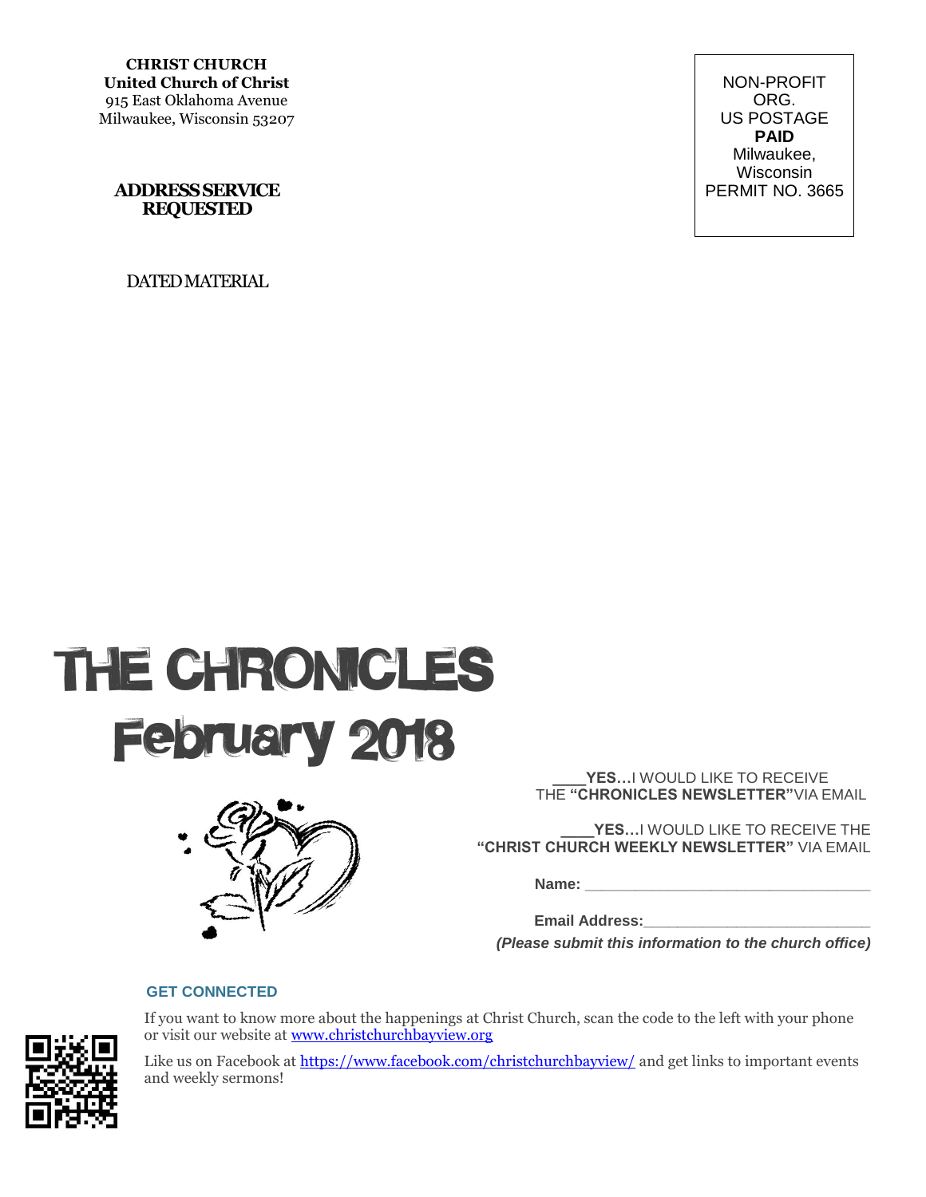**CHRIST CHURCH**
**United Church of Christ**
915 East Oklahoma Avenue
Milwaukee, Wisconsin 53207

**ADDRESS SERVICE REQUESTED**

DATED MATERIAL

NON-PROFIT ORG.
US POSTAGE
**PAID**
Milwaukee, Wisconsin
PERMIT NO. 3665

# THE CHRONICLES
# February 2018

____**YES…**I WOULD LIKE TO RECEIVE THE **"CHRONICLES NEWSLETTER"** VIA EMAIL

____**YES…**I WOULD LIKE TO RECEIVE THE **"CHRIST CHURCH WEEKLY NEWSLETTER"** VIA EMAIL

**Name:** ________________________________

**Email Address:**__________________________

***(Please submit this information to the church office)***

## GET CONNECTED

If you want to know more about the happenings at Christ Church, scan the code to the left with your phone or visit our website at [www.christchurchbayview.org](http://www.christchurchbayview.org)

Like us on Facebook at [https://www.facebook.com/christchurchbayview/](https://www.facebook.com/christchurchbayview/) and get links to important events and weekly sermons!